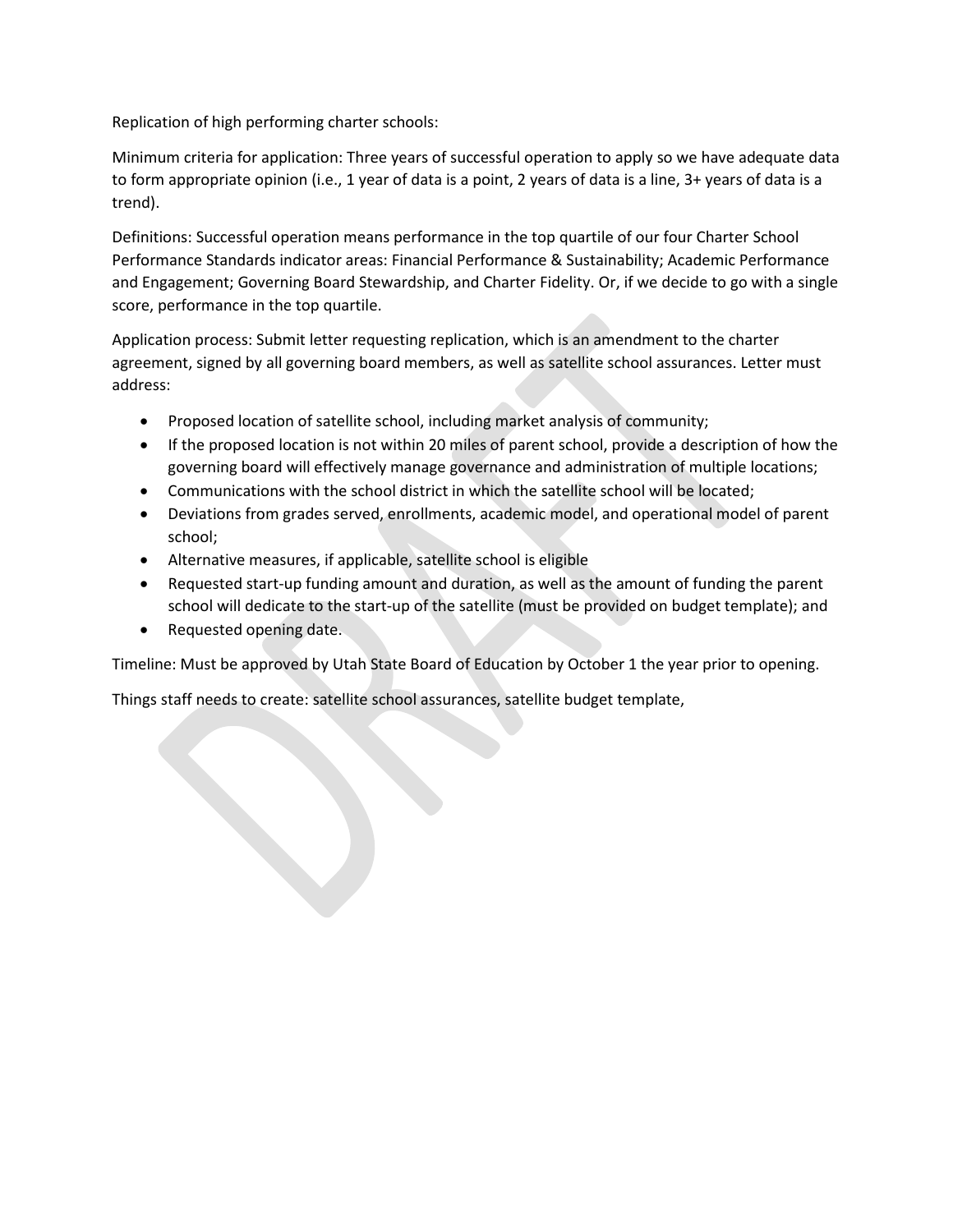Replication of high performing charter schools:

Minimum criteria for application: Three years of successful operation to apply so we have adequate data to form appropriate opinion (i.e., 1 year of data is a point, 2 years of data is a line, 3+ years of data is a trend).

Definitions: Successful operation means performance in the top quartile of our four Charter School Performance Standards indicator areas: Financial Performance & Sustainability; Academic Performance and Engagement; Governing Board Stewardship, and Charter Fidelity. Or, if we decide to go with a single score, performance in the top quartile.

Application process: Submit letter requesting replication, which is an amendment to the charter agreement, signed by all governing board members, as well as satellite school assurances. Letter must address:

- Proposed location of satellite school, including market analysis of community;
- If the proposed location is not within 20 miles of parent school, provide a description of how the governing board will effectively manage governance and administration of multiple locations;
- Communications with the school district in which the satellite school will be located;
- Deviations from grades served, enrollments, academic model, and operational model of parent school;
- Alternative measures, if applicable, satellite school is eligible
- Requested start-up funding amount and duration, as well as the amount of funding the parent school will dedicate to the start-up of the satellite (must be provided on budget template); and
- Requested opening date.

Timeline: Must be approved by Utah State Board of Education by October 1 the year prior to opening.

Things staff needs to create: satellite school assurances, satellite budget template,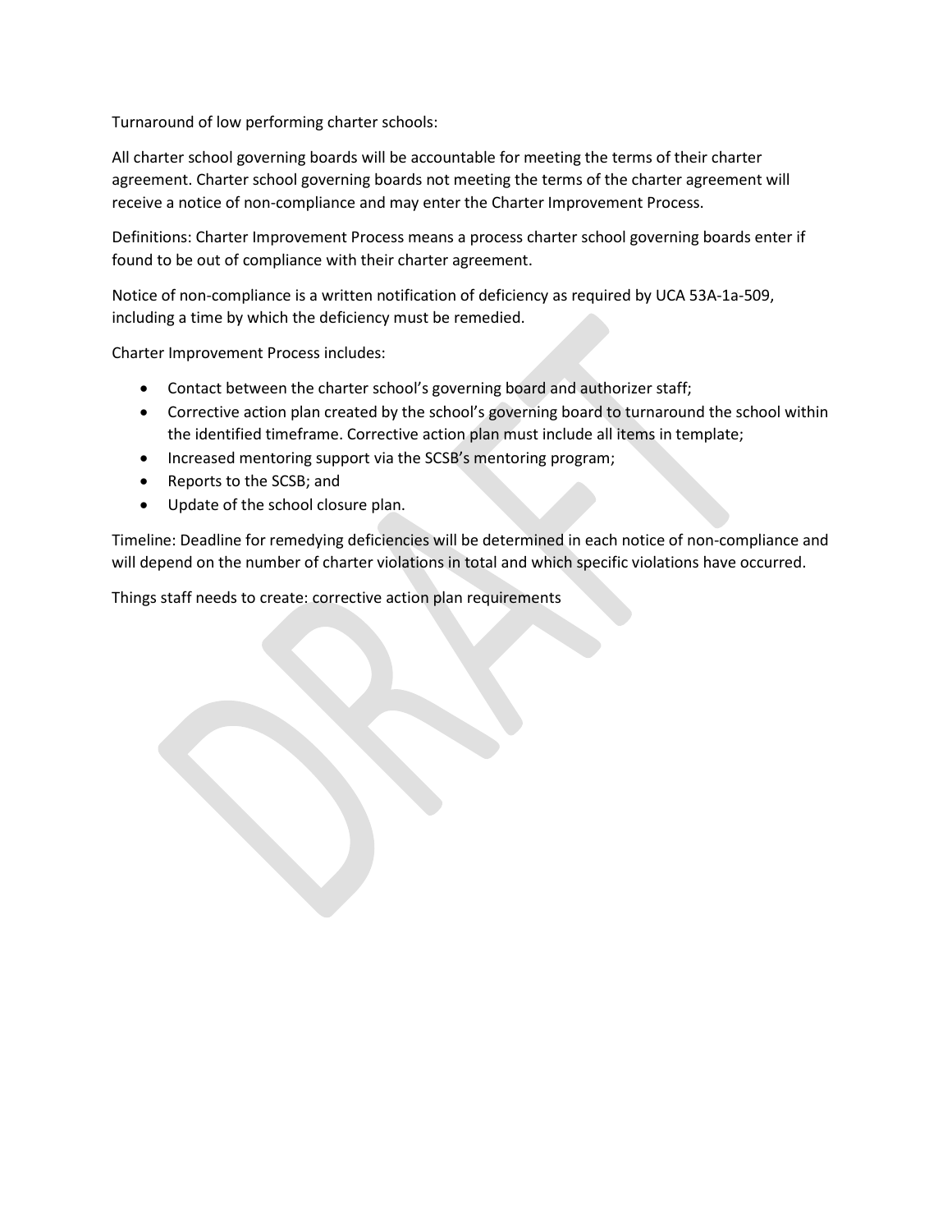Turnaround of low performing charter schools:

All charter school governing boards will be accountable for meeting the terms of their charter agreement. Charter school governing boards not meeting the terms of the charter agreement will receive a notice of non-compliance and may enter the Charter Improvement Process.

Definitions: Charter Improvement Process means a process charter school governing boards enter if found to be out of compliance with their charter agreement.

Notice of non-compliance is a written notification of deficiency as required by UCA 53A-1a-509, including a time by which the deficiency must be remedied.

Charter Improvement Process includes:

- Contact between the charter school's governing board and authorizer staff;
- Corrective action plan created by the school's governing board to turnaround the school within the identified timeframe. Corrective action plan must include all items in template;
- Increased mentoring support via the SCSB's mentoring program;
- Reports to the SCSB; and
- Update of the school closure plan.

Timeline: Deadline for remedying deficiencies will be determined in each notice of non-compliance and will depend on the number of charter violations in total and which specific violations have occurred.

Things staff needs to create: corrective action plan requirements